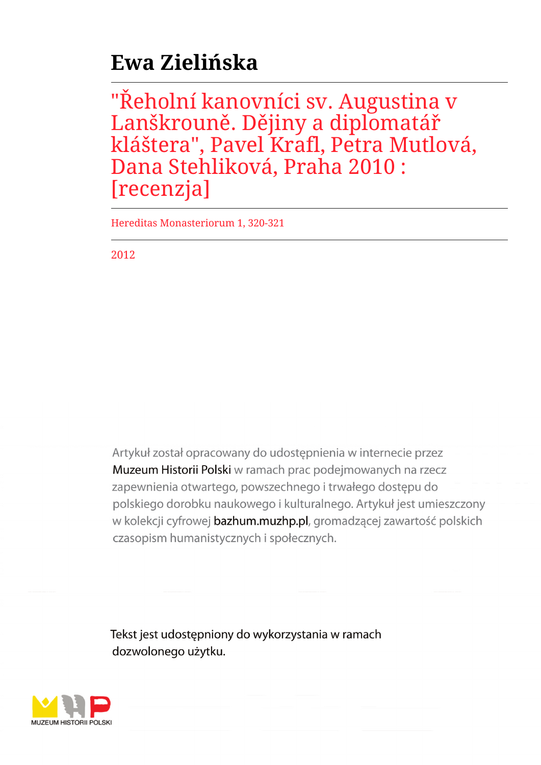# Ewa Zielińska

## "Řeholní kanovníci sv. Augustina v Lanškrouně. Dějiny a diplomatář kláštera", Pavel Krafl, Petra Mutlová, Dana Stehlíková, Praha 2010 : [recenzja]

Hereditas Monasteriorum 1, 320-321

2012

Artykuł został opracowany do udostępnienia w internecie przez Muzeum Historii Polski w ramach prac podejmowanych na rzecz zapewnienia otwartego, powszechnego i trwałego dostępu do polskiego dorobku naukowego i kulturalnego. Artykuł jest umieszczony w kolekcji cyfrowej bazhum.muzhp.pl, gromadzącej zawartość polskich czasopism humanistycznych i społecznych.

Tekst jest udostępniony do wykorzystania w ramach dozwolonego użytku.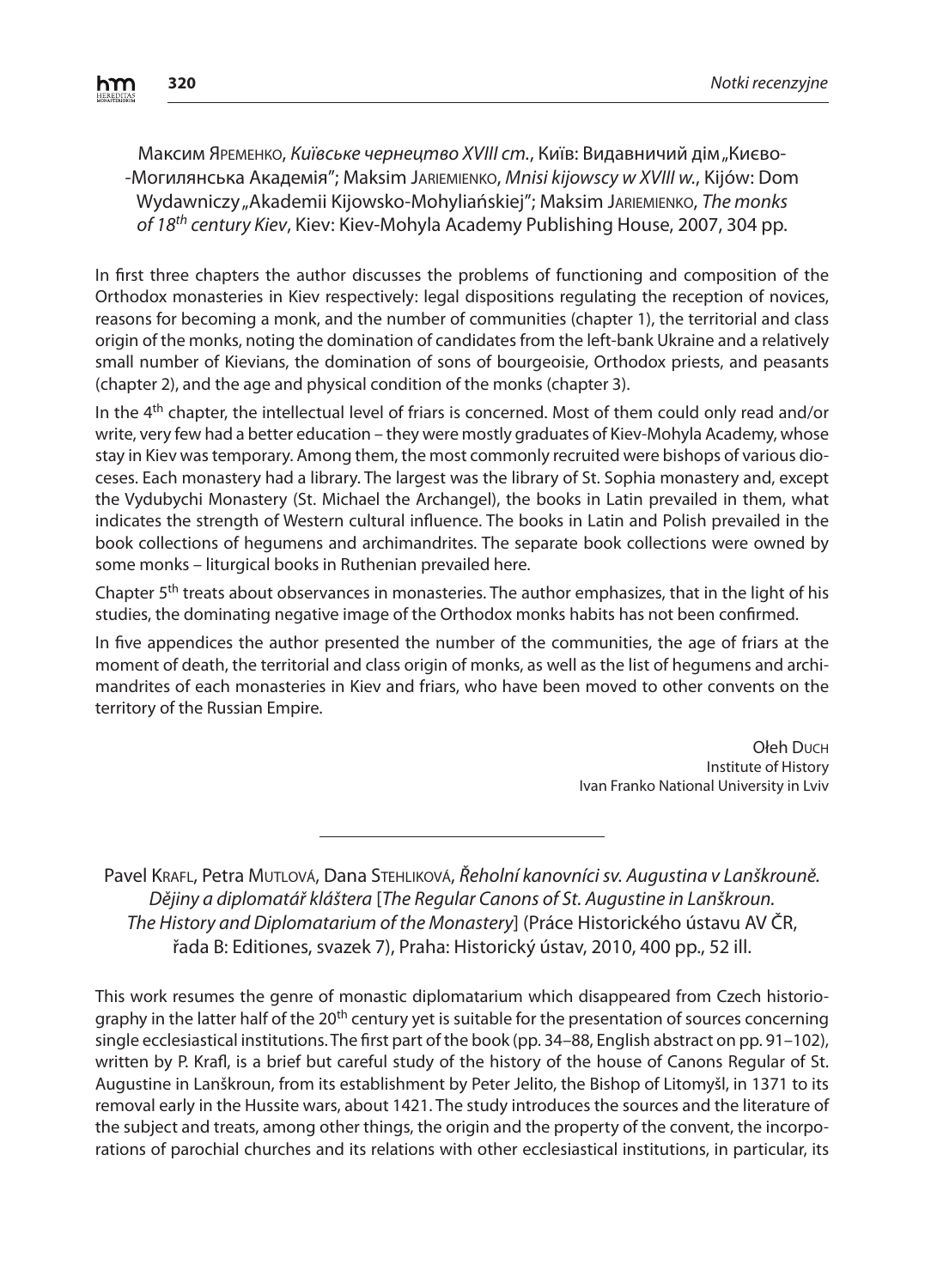Максим Яременко, *Київське чернецтво XVIII ст.*, Київ: Видавничий дім „Києво--Могилянська Академія"; Maksim Jariemienko, *Mnisi kijowscy w XVIII w.*, Kijów: Dom Wydawniczy „Akademii Kijowsko-Mohyliańskiej"; Maksim Jariemienko, *The monks of 18th century Kiev*, Kiev: Kiev-Mohyla Academy Publishing House, 2007, 304 pp.

In first three chapters the author discusses the problems of functioning and composition of the Orthodox monasteries in Kiev respectively: legal dispositions regulating the reception of novices, reasons for becoming a monk, and the number of communities (chapter 1), the territorial and class origin of the monks, noting the domination of candidates from the left-bank Ukraine and a relatively small number of Kievians, the domination of sons of bourgeoisie, Orthodox priests, and peasants (chapter 2), and the age and physical condition of the monks (chapter 3).

In the 4th chapter, the intellectual level of friars is concerned. Most of them could only read and/or write, very few had a better education – they were mostly graduates of Kiev-Mohyla Academy, whose stay in Kiev was temporary. Among them, the most commonly recruited were bishops of various dioceses. Each monastery had a library. The largest was the library of St. Sophia monastery and, except the Vydubychi Monastery (St. Michael the Archangel), the books in Latin prevailed in them, what indicates the strength of Western cultural influence. The books in Latin and Polish prevailed in the book collections of hegumens and archimandrites. The separate book collections were owned by some monks – liturgical books in Ruthenian prevailed here.

Chapter 5th treats about observances in monasteries. The author emphasizes, that in the light of his studies, the dominating negative image of the Orthodox monks habits has not been confirmed.

In five appendices the author presented the number of the communities, the age of friars at the moment of death, the territorial and class origin of monks, as well as the list of hegumens and archimandrites of each monasteries in Kiev and friars, who have been moved to other convents on the territory of the Russian Empire.

Ołeh Duch
Institute of History
Ivan Franko National University in Lviv

---

Pavel Krafl, Petra Mutlová, Dana Stehlíková, *Řeholní kanovníci sv. Augustina v Lanškrouně. Dějiny a diplomatář kláštera* [*The Regular Canons of St. Augustine in Lanškroun. The History and Diplomatarium of the Monastery*] (Práce Historického ústavu AV ČR, řada B: Editiones, svazek 7), Praha: Historický ústav, 2010, 400 pp., 52 ill.

This work resumes the genre of monastic diplomatarium which disappeared from Czech historiography in the latter half of the 20th century yet is suitable for the presentation of sources concerning single ecclesiastical institutions. The first part of the book (pp. 34–88, English abstract on pp. 91–102), written by P. Krafl, is a brief but careful study of the history of the house of Canons Regular of St. Augustine in Lanškroun, from its establishment by Peter Jelito, the Bishop of Litomyšl, in 1371 to its removal early in the Hussite wars, about 1421. The study introduces the sources and the literature of the subject and treats, among other things, the origin and the property of the convent, the incorporations of parochial churches and its relations with other ecclesiastical institutions, in particular, its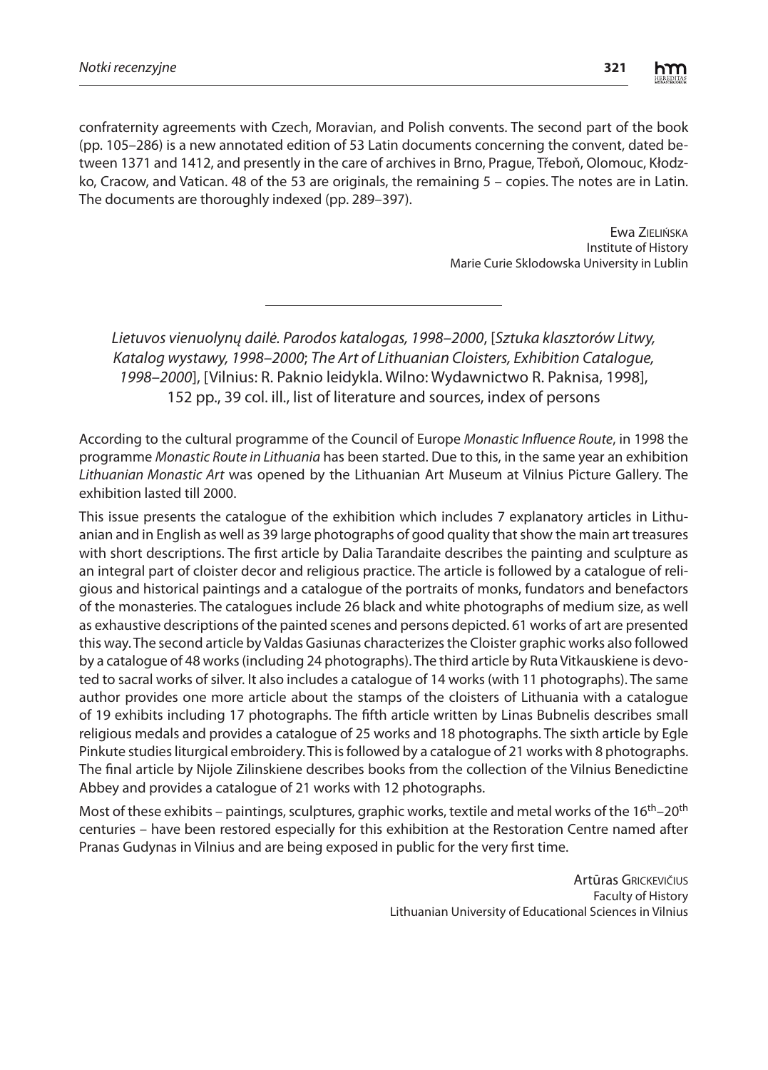confraternity agreements with Czech, Moravian, and Polish convents. The second part of the book (pp. 105–286) is a new annotated edition of 53 Latin documents concerning the convent, dated between 1371 and 1412, and presently in the care of archives in Brno, Prague, Třeboň, Olomouc, Kłodzko, Cracow, and Vatican. 48 of the 53 are originals, the remaining 5 – copies. The notes are in Latin. The documents are thoroughly indexed (pp. 289–397).

Ewa Zielińska
Institute of History
Marie Curie Sklodowska University in Lublin

---

*Lietuvos vienuolynų dailė. Parodos katalogas, 1998–2000*, [*Sztuka klasztorów Litwy, Katalog wystawy, 1998–2000*; *The Art of Lithuanian Cloisters, Exhibition Catalogue, 1998–2000*], [Vilnius: R. Paknio leidykla. Wilno: Wydawnictwo R. Paknisa, 1998], 152 pp., 39 col. ill., list of literature and sources, index of persons

According to the cultural programme of the Council of Europe *Monastic Influence Route*, in 1998 the programme *Monastic Route in Lithuania* has been started. Due to this, in the same year an exhibition *Lithuanian Monastic Art* was opened by the Lithuanian Art Museum at Vilnius Picture Gallery. The exhibition lasted till 2000.

This issue presents the catalogue of the exhibition which includes 7 explanatory articles in Lithuanian and in English as well as 39 large photographs of good quality that show the main art treasures with short descriptions. The first article by Dalia Tarandaite describes the painting and sculpture as an integral part of cloister decor and religious practice. The article is followed by a catalogue of religious and historical paintings and a catalogue of the portraits of monks, fundators and benefactors of the monasteries. The catalogues include 26 black and white photographs of medium size, as well as exhaustive descriptions of the painted scenes and persons depicted. 61 works of art are presented this way. The second article by Valdas Gasiunas characterizes the Cloister graphic works also followed by a catalogue of 48 works (including 24 photographs). The third article by Ruta Vitkauskiene is devoted to sacral works of silver. It also includes a catalogue of 14 works (with 11 photographs). The same author provides one more article about the stamps of the cloisters of Lithuania with a catalogue of 19 exhibits including 17 photographs. The fifth article written by Linas Bubnelis describes small religious medals and provides a catalogue of 25 works and 18 photographs. The sixth article by Egle Pinkute studies liturgical embroidery. This is followed by a catalogue of 21 works with 8 photographs. The final article by Nijole Zilinskiene describes books from the collection of the Vilnius Benedictine Abbey and provides a catalogue of 21 works with 12 photographs.

Most of these exhibits – paintings, sculptures, graphic works, textile and metal works of the 16th–20th centuries – have been restored especially for this exhibition at the Restoration Centre named after Pranas Gudynas in Vilnius and are being exposed in public for the very first time.

Artūras Grickevičius
Faculty of History
Lithuanian University of Educational Sciences in Vilnius